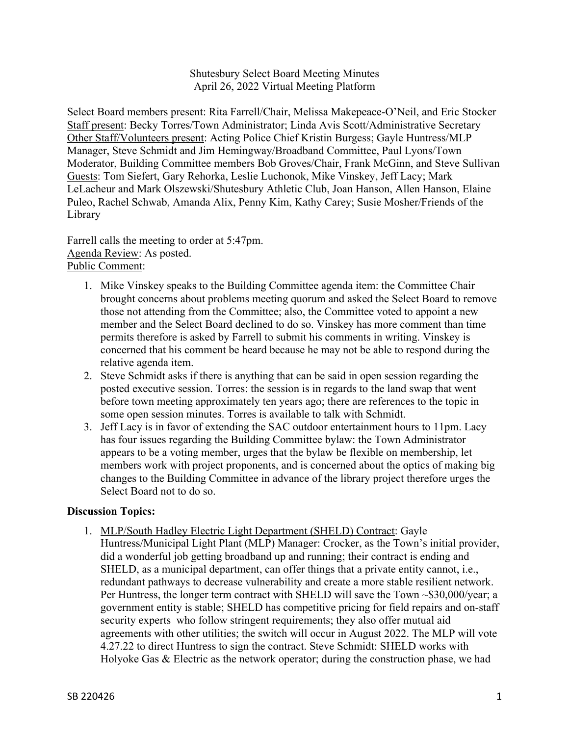Shutesbury Select Board Meeting Minutes
April 26, 2022 Virtual Meeting Platform

Select Board members present: Rita Farrell/Chair, Melissa Makepeace-O'Neil, and Eric Stocker
Staff present: Becky Torres/Town Administrator; Linda Avis Scott/Administrative Secretary
Other Staff/Volunteers present: Acting Police Chief Kristin Burgess; Gayle Huntress/MLP Manager, Steve Schmidt and Jim Hemingway/Broadband Committee, Paul Lyons/Town Moderator, Building Committee members Bob Groves/Chair, Frank McGinn, and Steve Sullivan
Guests: Tom Siefert, Gary Rehorka, Leslie Luchonok, Mike Vinskey, Jeff Lacy; Mark LeLacheur and Mark Olszewski/Shutesbury Athletic Club, Joan Hanson, Allen Hanson, Elaine Puleo, Rachel Schwab, Amanda Alix, Penny Kim, Kathy Carey; Susie Mosher/Friends of the Library

Farrell calls the meeting to order at 5:47pm.
Agenda Review: As posted.
Public Comment:

1. Mike Vinskey speaks to the Building Committee agenda item: the Committee Chair brought concerns about problems meeting quorum and asked the Select Board to remove those not attending from the Committee; also, the Committee voted to appoint a new member and the Select Board declined to do so. Vinskey has more comment than time permits therefore is asked by Farrell to submit his comments in writing. Vinskey is concerned that his comment be heard because he may not be able to respond during the relative agenda item.
2. Steve Schmidt asks if there is anything that can be said in open session regarding the posted executive session. Torres: the session is in regards to the land swap that went before town meeting approximately ten years ago; there are references to the topic in some open session minutes. Torres is available to talk with Schmidt.
3. Jeff Lacy is in favor of extending the SAC outdoor entertainment hours to 11pm. Lacy has four issues regarding the Building Committee bylaw: the Town Administrator appears to be a voting member, urges that the bylaw be flexible on membership, let members work with project proponents, and is concerned about the optics of making big changes to the Building Committee in advance of the library project therefore urges the Select Board not to do so.

**Discussion Topics:**

1. MLP/South Hadley Electric Light Department (SHELD) Contract: Gayle Huntress/Municipal Light Plant (MLP) Manager: Crocker, as the Town's initial provider, did a wonderful job getting broadband up and running; their contract is ending and SHELD, as a municipal department, can offer things that a private entity cannot, i.e., redundant pathways to decrease vulnerability and create a more stable resilient network. Per Huntress, the longer term contract with SHELD will save the Town ~$30,000/year; a government entity is stable; SHELD has competitive pricing for field repairs and on-staff security experts who follow stringent requirements; they also offer mutual aid agreements with other utilities; the switch will occur in August 2022. The MLP will vote 4.27.22 to direct Huntress to sign the contract. Steve Schmidt: SHELD works with Holyoke Gas & Electric as the network operator; during the construction phase, we had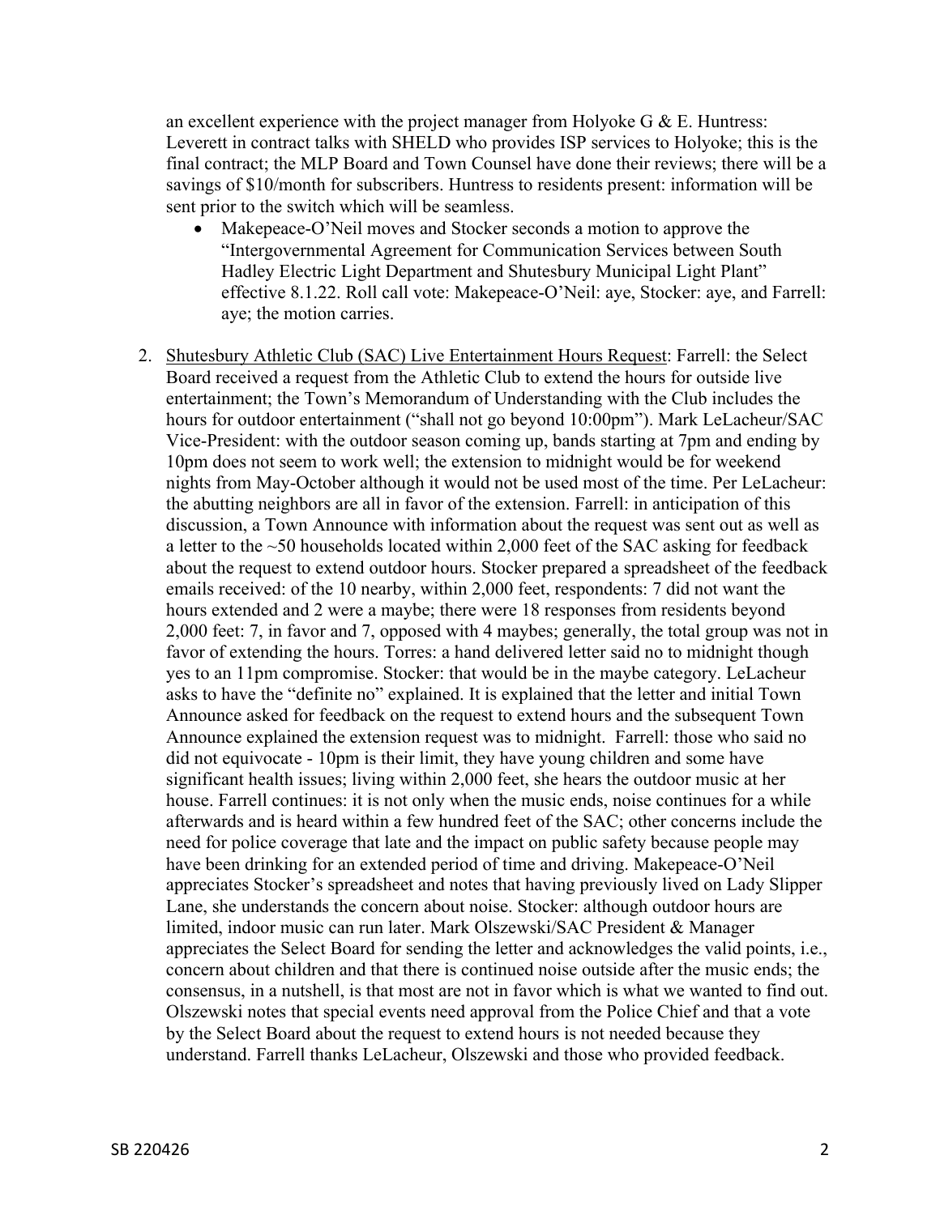an excellent experience with the project manager from Holyoke G & E. Huntress: Leverett in contract talks with SHELD who provides ISP services to Holyoke; this is the final contract; the MLP Board and Town Counsel have done their reviews; there will be a savings of $10/month for subscribers. Huntress to residents present: information will be sent prior to the switch which will be seamless.

- Makepeace-O'Neil moves and Stocker seconds a motion to approve the "Intergovernmental Agreement for Communication Services between South Hadley Electric Light Department and Shutesbury Municipal Light Plant" effective 8.1.22. Roll call vote: Makepeace-O'Neil: aye, Stocker: aye, and Farrell: aye; the motion carries.

2. Shutesbury Athletic Club (SAC) Live Entertainment Hours Request: Farrell: the Select Board received a request from the Athletic Club to extend the hours for outside live entertainment; the Town's Memorandum of Understanding with the Club includes the hours for outdoor entertainment ("shall not go beyond 10:00pm"). Mark LeLacheur/SAC Vice-President: with the outdoor season coming up, bands starting at 7pm and ending by 10pm does not seem to work well; the extension to midnight would be for weekend nights from May-October although it would not be used most of the time. Per LeLacheur: the abutting neighbors are all in favor of the extension. Farrell: in anticipation of this discussion, a Town Announce with information about the request was sent out as well as a letter to the ~50 households located within 2,000 feet of the SAC asking for feedback about the request to extend outdoor hours. Stocker prepared a spreadsheet of the feedback emails received: of the 10 nearby, within 2,000 feet, respondents: 7 did not want the hours extended and 2 were a maybe; there were 18 responses from residents beyond 2,000 feet: 7, in favor and 7, opposed with 4 maybes; generally, the total group was not in favor of extending the hours. Torres: a hand delivered letter said no to midnight though yes to an 11pm compromise. Stocker: that would be in the maybe category. LeLacheur asks to have the "definite no" explained. It is explained that the letter and initial Town Announce asked for feedback on the request to extend hours and the subsequent Town Announce explained the extension request was to midnight. Farrell: those who said no did not equivocate - 10pm is their limit, they have young children and some have significant health issues; living within 2,000 feet, she hears the outdoor music at her house. Farrell continues: it is not only when the music ends, noise continues for a while afterwards and is heard within a few hundred feet of the SAC; other concerns include the need for police coverage that late and the impact on public safety because people may have been drinking for an extended period of time and driving. Makepeace-O'Neil appreciates Stocker's spreadsheet and notes that having previously lived on Lady Slipper Lane, she understands the concern about noise. Stocker: although outdoor hours are limited, indoor music can run later. Mark Olszewski/SAC President & Manager appreciates the Select Board for sending the letter and acknowledges the valid points, i.e., concern about children and that there is continued noise outside after the music ends; the consensus, in a nutshell, is that most are not in favor which is what we wanted to find out. Olszewski notes that special events need approval from the Police Chief and that a vote by the Select Board about the request to extend hours is not needed because they understand. Farrell thanks LeLacheur, Olszewski and those who provided feedback.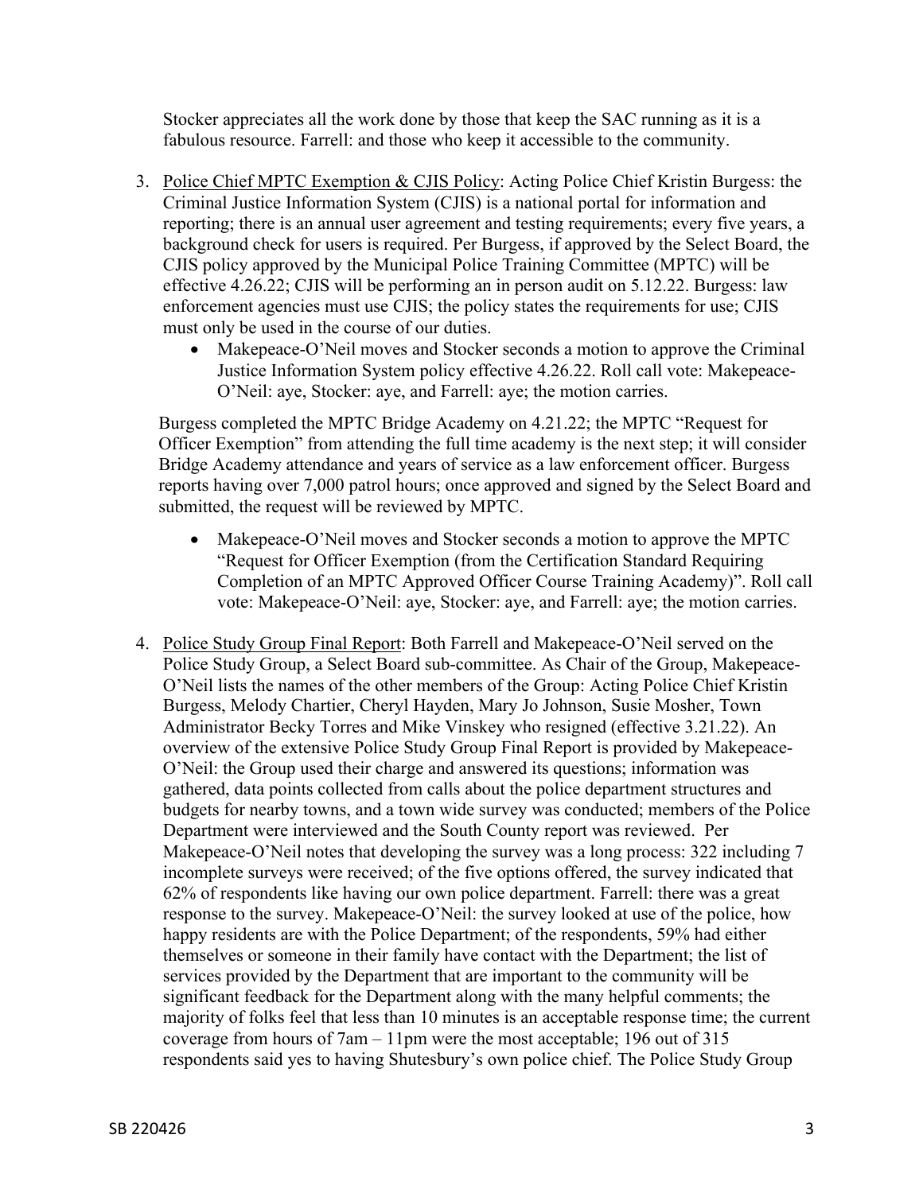Stocker appreciates all the work done by those that keep the SAC running as it is a fabulous resource. Farrell: and those who keep it accessible to the community.

3. Police Chief MPTC Exemption & CJIS Policy: Acting Police Chief Kristin Burgess: the Criminal Justice Information System (CJIS) is a national portal for information and reporting; there is an annual user agreement and testing requirements; every five years, a background check for users is required. Per Burgess, if approved by the Select Board, the CJIS policy approved by the Municipal Police Training Committee (MPTC) will be effective 4.26.22; CJIS will be performing an in person audit on 5.12.22. Burgess: law enforcement agencies must use CJIS; the policy states the requirements for use; CJIS must only be used in the course of our duties.

   - Makepeace-O'Neil moves and Stocker seconds a motion to approve the Criminal Justice Information System policy effective 4.26.22. Roll call vote: Makepeace-O'Neil: aye, Stocker: aye, and Farrell: aye; the motion carries.

   Burgess completed the MPTC Bridge Academy on 4.21.22; the MPTC "Request for Officer Exemption" from attending the full time academy is the next step; it will consider Bridge Academy attendance and years of service as a law enforcement officer. Burgess reports having over 7,000 patrol hours; once approved and signed by the Select Board and submitted, the request will be reviewed by MPTC.

   - Makepeace-O'Neil moves and Stocker seconds a motion to approve the MPTC "Request for Officer Exemption (from the Certification Standard Requiring Completion of an MPTC Approved Officer Course Training Academy)". Roll call vote: Makepeace-O'Neil: aye, Stocker: aye, and Farrell: aye; the motion carries.

4. Police Study Group Final Report: Both Farrell and Makepeace-O'Neil served on the Police Study Group, a Select Board sub-committee. As Chair of the Group, Makepeace-O'Neil lists the names of the other members of the Group: Acting Police Chief Kristin Burgess, Melody Chartier, Cheryl Hayden, Mary Jo Johnson, Susie Mosher, Town Administrator Becky Torres and Mike Vinskey who resigned (effective 3.21.22). An overview of the extensive Police Study Group Final Report is provided by Makepeace-O'Neil: the Group used their charge and answered its questions; information was gathered, data points collected from calls about the police department structures and budgets for nearby towns, and a town wide survey was conducted; members of the Police Department were interviewed and the South County report was reviewed. Per Makepeace-O'Neil notes that developing the survey was a long process: 322 including 7 incomplete surveys were received; of the five options offered, the survey indicated that 62% of respondents like having our own police department. Farrell: there was a great response to the survey. Makepeace-O'Neil: the survey looked at use of the police, how happy residents are with the Police Department; of the respondents, 59% had either themselves or someone in their family have contact with the Department; the list of services provided by the Department that are important to the community will be significant feedback for the Department along with the many helpful comments; the majority of folks feel that less than 10 minutes is an acceptable response time; the current coverage from hours of 7am – 11pm were the most acceptable; 196 out of 315 respondents said yes to having Shutesbury's own police chief. The Police Study Group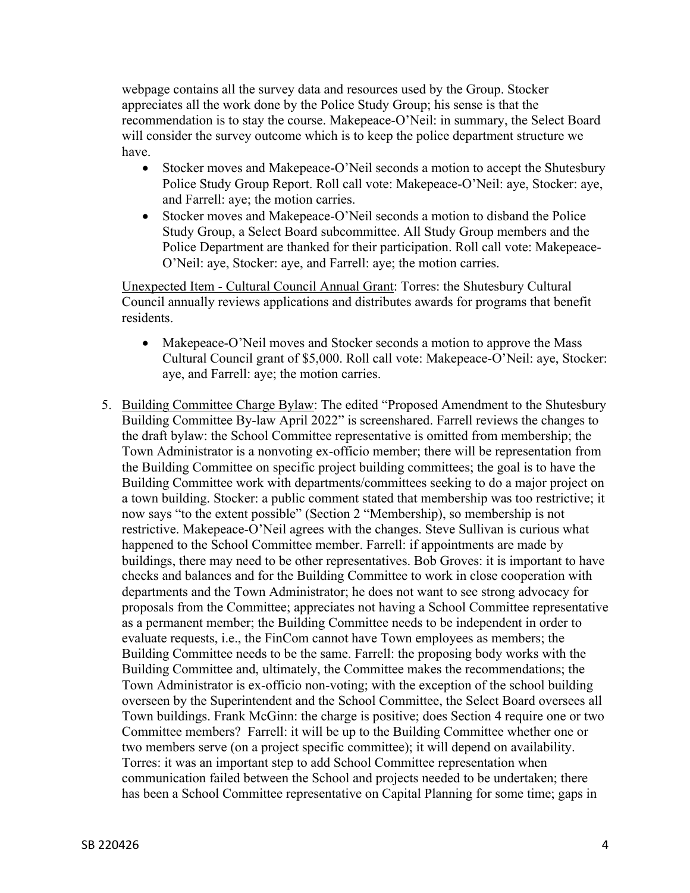webpage contains all the survey data and resources used by the Group. Stocker appreciates all the work done by the Police Study Group; his sense is that the recommendation is to stay the course. Makepeace-O'Neil: in summary, the Select Board will consider the survey outcome which is to keep the police department structure we have.

- Stocker moves and Makepeace-O'Neil seconds a motion to accept the Shutesbury Police Study Group Report. Roll call vote: Makepeace-O'Neil: aye, Stocker: aye, and Farrell: aye; the motion carries.
- Stocker moves and Makepeace-O'Neil seconds a motion to disband the Police Study Group, a Select Board subcommittee. All Study Group members and the Police Department are thanked for their participation. Roll call vote: Makepeace-O'Neil: aye, Stocker: aye, and Farrell: aye; the motion carries.

Unexpected Item - Cultural Council Annual Grant: Torres: the Shutesbury Cultural Council annually reviews applications and distributes awards for programs that benefit residents.

- Makepeace-O'Neil moves and Stocker seconds a motion to approve the Mass Cultural Council grant of $5,000. Roll call vote: Makepeace-O'Neil: aye, Stocker: aye, and Farrell: aye; the motion carries.

5. Building Committee Charge Bylaw: The edited "Proposed Amendment to the Shutesbury Building Committee By-law April 2022" is screenshared. Farrell reviews the changes to the draft bylaw: the School Committee representative is omitted from membership; the Town Administrator is a nonvoting ex-officio member; there will be representation from the Building Committee on specific project building committees; the goal is to have the Building Committee work with departments/committees seeking to do a major project on a town building. Stocker: a public comment stated that membership was too restrictive; it now says "to the extent possible" (Section 2 "Membership"), so membership is not restrictive. Makepeace-O'Neil agrees with the changes. Steve Sullivan is curious what happened to the School Committee member. Farrell: if appointments are made by buildings, there may need to be other representatives. Bob Groves: it is important to have checks and balances and for the Building Committee to work in close cooperation with departments and the Town Administrator; he does not want to see strong advocacy for proposals from the Committee; appreciates not having a School Committee representative as a permanent member; the Building Committee needs to be independent in order to evaluate requests, i.e., the FinCom cannot have Town employees as members; the Building Committee needs to be the same. Farrell: the proposing body works with the Building Committee and, ultimately, the Committee makes the recommendations; the Town Administrator is ex-officio non-voting; with the exception of the school building overseen by the Superintendent and the School Committee, the Select Board oversees all Town buildings. Frank McGinn: the charge is positive; does Section 4 require one or two Committee members? Farrell: it will be up to the Building Committee whether one or two members serve (on a project specific committee); it will depend on availability. Torres: it was an important step to add School Committee representation when communication failed between the School and projects needed to be undertaken; there has been a School Committee representative on Capital Planning for some time; gaps in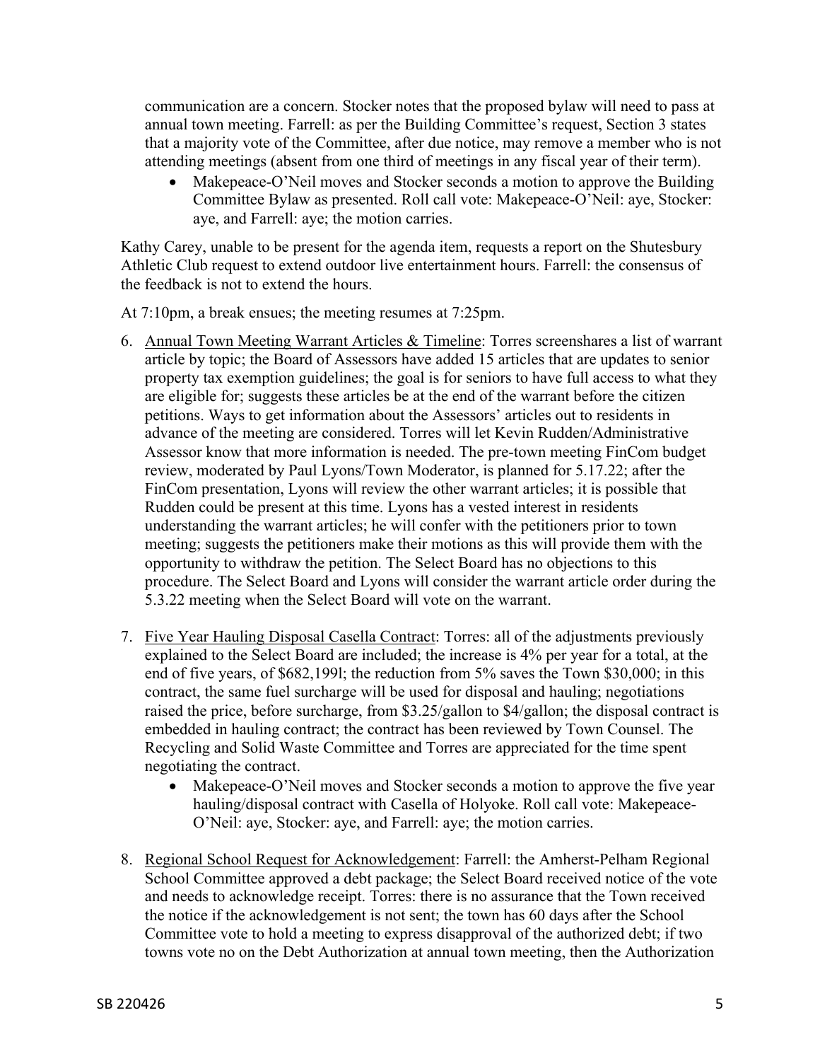communication are a concern. Stocker notes that the proposed bylaw will need to pass at annual town meeting. Farrell: as per the Building Committee's request, Section 3 states that a majority vote of the Committee, after due notice, may remove a member who is not attending meetings (absent from one third of meetings in any fiscal year of their term).

- Makepeace-O'Neil moves and Stocker seconds a motion to approve the Building Committee Bylaw as presented. Roll call vote: Makepeace-O'Neil: aye, Stocker: aye, and Farrell: aye; the motion carries.

Kathy Carey, unable to be present for the agenda item, requests a report on the Shutesbury Athletic Club request to extend outdoor live entertainment hours. Farrell: the consensus of the feedback is not to extend the hours.

At 7:10pm, a break ensues; the meeting resumes at 7:25pm.

6. Annual Town Meeting Warrant Articles & Timeline: Torres screenshares a list of warrant article by topic; the Board of Assessors have added 15 articles that are updates to senior property tax exemption guidelines; the goal is for seniors to have full access to what they are eligible for; suggests these articles be at the end of the warrant before the citizen petitions. Ways to get information about the Assessors' articles out to residents in advance of the meeting are considered. Torres will let Kevin Rudden/Administrative Assessor know that more information is needed. The pre-town meeting FinCom budget review, moderated by Paul Lyons/Town Moderator, is planned for 5.17.22; after the FinCom presentation, Lyons will review the other warrant articles; it is possible that Rudden could be present at this time. Lyons has a vested interest in residents understanding the warrant articles; he will confer with the petitioners prior to town meeting; suggests the petitioners make their motions as this will provide them with the opportunity to withdraw the petition. The Select Board has no objections to this procedure. The Select Board and Lyons will consider the warrant article order during the 5.3.22 meeting when the Select Board will vote on the warrant.

7. Five Year Hauling Disposal Casella Contract: Torres: all of the adjustments previously explained to the Select Board are included; the increase is 4% per year for a total, at the end of five years, of $682,199l; the reduction from 5% saves the Town $30,000; in this contract, the same fuel surcharge will be used for disposal and hauling; negotiations raised the price, before surcharge, from $3.25/gallon to $4/gallon; the disposal contract is embedded in hauling contract; the contract has been reviewed by Town Counsel. The Recycling and Solid Waste Committee and Torres are appreciated for the time spent negotiating the contract.
   - Makepeace-O'Neil moves and Stocker seconds a motion to approve the five year hauling/disposal contract with Casella of Holyoke. Roll call vote: Makepeace-O'Neil: aye, Stocker: aye, and Farrell: aye; the motion carries.

8. Regional School Request for Acknowledgement: Farrell: the Amherst-Pelham Regional School Committee approved a debt package; the Select Board received notice of the vote and needs to acknowledge receipt. Torres: there is no assurance that the Town received the notice if the acknowledgement is not sent; the town has 60 days after the School Committee vote to hold a meeting to express disapproval of the authorized debt; if two towns vote no on the Debt Authorization at annual town meeting, then the Authorization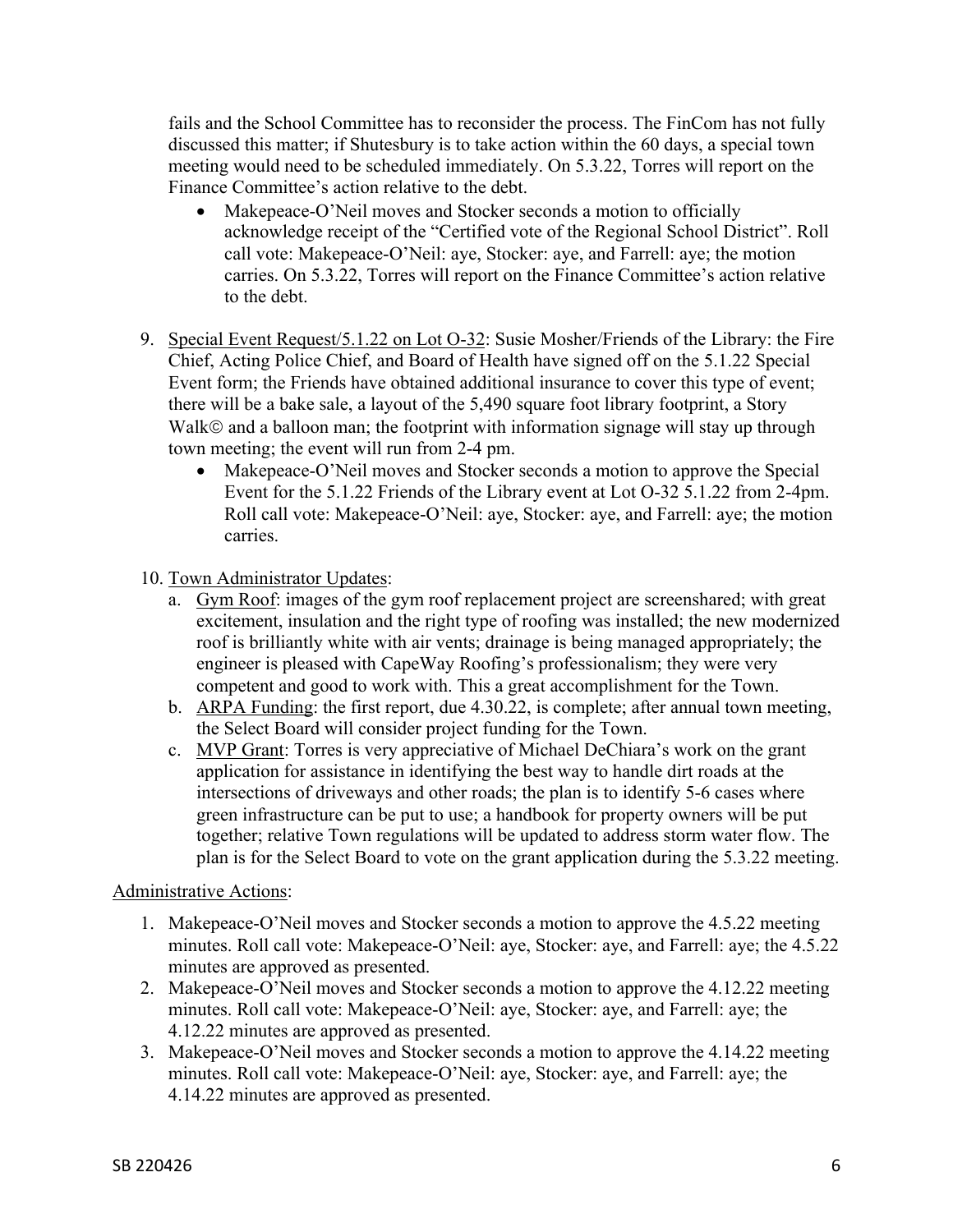fails and the School Committee has to reconsider the process. The FinCom has not fully discussed this matter; if Shutesbury is to take action within the 60 days, a special town meeting would need to be scheduled immediately. On 5.3.22, Torres will report on the Finance Committee's action relative to the debt.

- Makepeace-O'Neil moves and Stocker seconds a motion to officially acknowledge receipt of the "Certified vote of the Regional School District". Roll call vote: Makepeace-O'Neil: aye, Stocker: aye, and Farrell: aye; the motion carries. On 5.3.22, Torres will report on the Finance Committee's action relative to the debt.

9. Special Event Request/5.1.22 on Lot O-32: Susie Mosher/Friends of the Library: the Fire Chief, Acting Police Chief, and Board of Health have signed off on the 5.1.22 Special Event form; the Friends have obtained additional insurance to cover this type of event; there will be a bake sale, a layout of the 5,490 square foot library footprint, a Story Walk© and a balloon man; the footprint with information signage will stay up through town meeting; the event will run from 2-4 pm.
   - Makepeace-O'Neil moves and Stocker seconds a motion to approve the Special Event for the 5.1.22 Friends of the Library event at Lot O-32 5.1.22 from 2-4pm. Roll call vote: Makepeace-O'Neil: aye, Stocker: aye, and Farrell: aye; the motion carries.

10. Town Administrator Updates:
    a. Gym Roof: images of the gym roof replacement project are screenshared; with great excitement, insulation and the right type of roofing was installed; the new modernized roof is brilliantly white with air vents; drainage is being managed appropriately; the engineer is pleased with CapeWay Roofing's professionalism; they were very competent and good to work with. This a great accomplishment for the Town.
    b. ARPA Funding: the first report, due 4.30.22, is complete; after annual town meeting, the Select Board will consider project funding for the Town.
    c. MVP Grant: Torres is very appreciative of Michael DeChiara's work on the grant application for assistance in identifying the best way to handle dirt roads at the intersections of driveways and other roads; the plan is to identify 5-6 cases where green infrastructure can be put to use; a handbook for property owners will be put together; relative Town regulations will be updated to address storm water flow. The plan is for the Select Board to vote on the grant application during the 5.3.22 meeting.

Administrative Actions:

1. Makepeace-O'Neil moves and Stocker seconds a motion to approve the 4.5.22 meeting minutes. Roll call vote: Makepeace-O'Neil: aye, Stocker: aye, and Farrell: aye; the 4.5.22 minutes are approved as presented.
2. Makepeace-O'Neil moves and Stocker seconds a motion to approve the 4.12.22 meeting minutes. Roll call vote: Makepeace-O'Neil: aye, Stocker: aye, and Farrell: aye; the 4.12.22 minutes are approved as presented.
3. Makepeace-O'Neil moves and Stocker seconds a motion to approve the 4.14.22 meeting minutes. Roll call vote: Makepeace-O'Neil: aye, Stocker: aye, and Farrell: aye; the 4.14.22 minutes are approved as presented.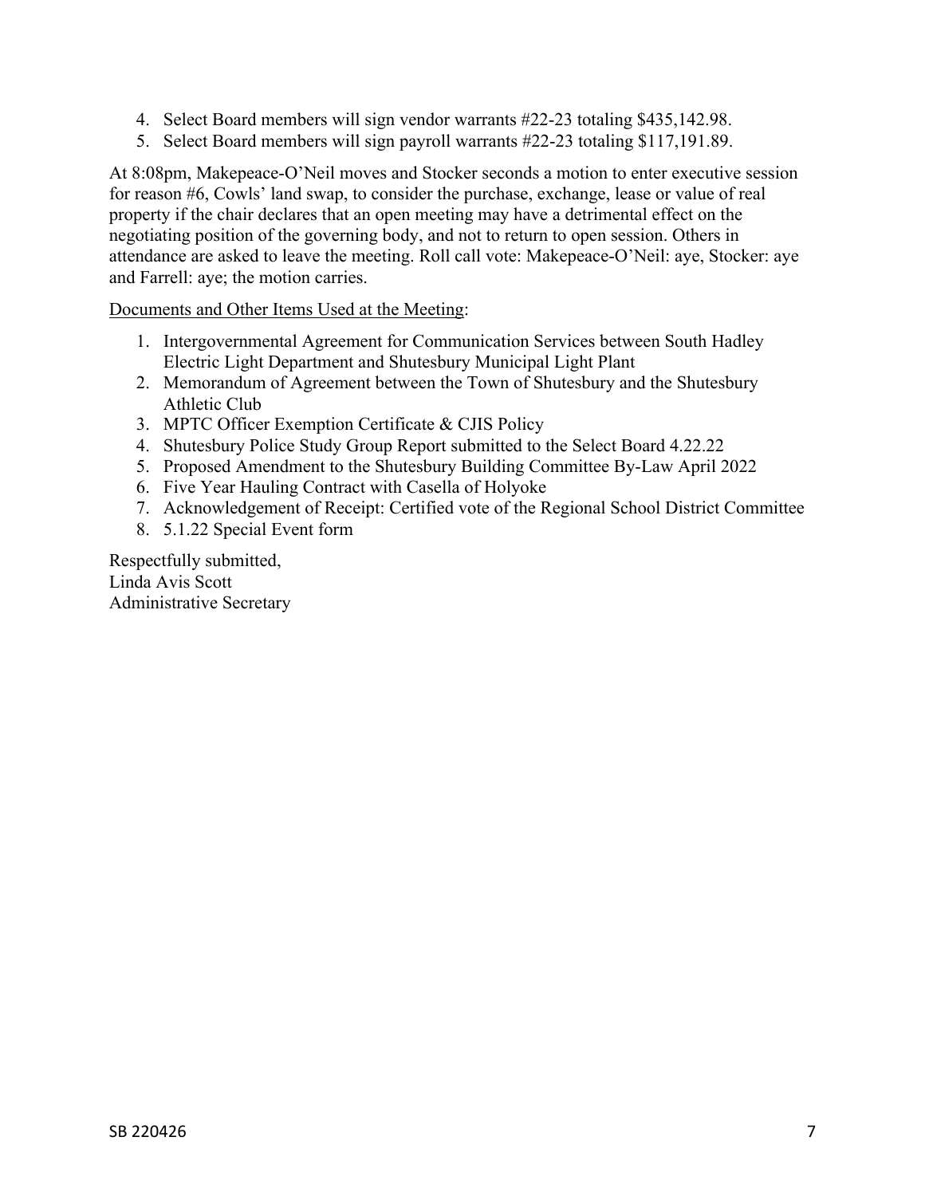4. Select Board members will sign vendor warrants #22-23 totaling $435,142.98.
5. Select Board members will sign payroll warrants #22-23 totaling $117,191.89.

At 8:08pm, Makepeace-O'Neil moves and Stocker seconds a motion to enter executive session for reason #6, Cowls' land swap, to consider the purchase, exchange, lease or value of real property if the chair declares that an open meeting may have a detrimental effect on the negotiating position of the governing body, and not to return to open session. Others in attendance are asked to leave the meeting. Roll call vote: Makepeace-O'Neil: aye, Stocker: aye and Farrell: aye; the motion carries.

<u>Documents and Other Items Used at the Meeting</u>:

1. Intergovernmental Agreement for Communication Services between South Hadley Electric Light Department and Shutesbury Municipal Light Plant
2. Memorandum of Agreement between the Town of Shutesbury and the Shutesbury Athletic Club
3. MPTC Officer Exemption Certificate & CJIS Policy
4. Shutesbury Police Study Group Report submitted to the Select Board 4.22.22
5. Proposed Amendment to the Shutesbury Building Committee By-Law April 2022
6. Five Year Hauling Contract with Casella of Holyoke
7. Acknowledgement of Receipt: Certified vote of the Regional School District Committee
8. 5.1.22 Special Event form

Respectfully submitted,
Linda Avis Scott
Administrative Secretary